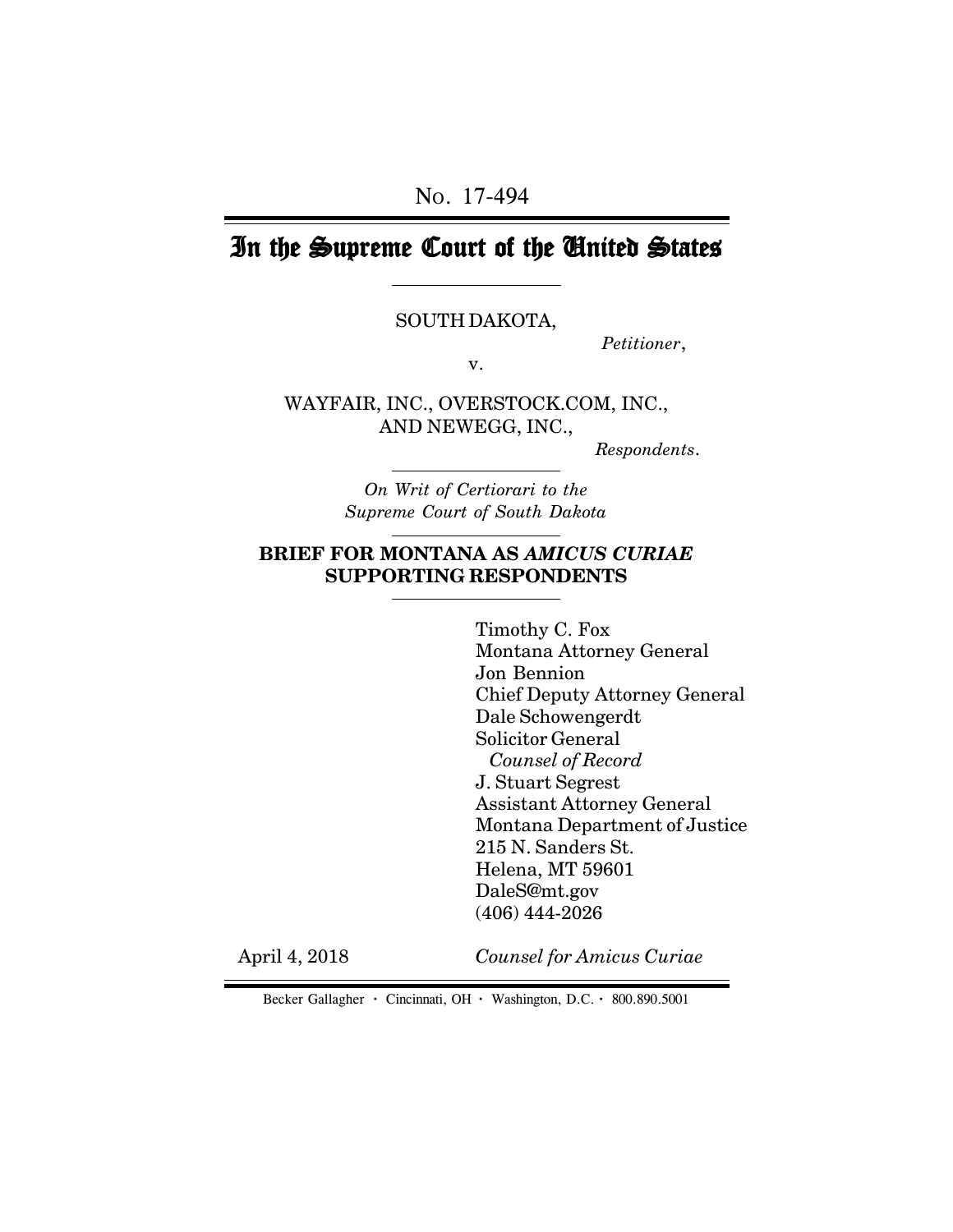No. 17-494

# In the Supreme Court of the United States

SOUTH DAKOTA,

*Petitioner*,

v.

WAYFAIR, INC., OVERSTOCK.COM, INC., AND NEWEGG, INC.,

*Respondents*.

*On Writ of Certiorari to the Supreme Court of South Dakota*

**BRIEF FOR MONTANA AS *AMICUS CURIAE* SUPPORTING RESPONDENTS**

Timothy C. Fox
Montana Attorney General
Jon Bennion
Chief Deputy Attorney General
Dale Schowengerdt
Solicitor General
*Counsel of Record*
J. Stuart Segrest
Assistant Attorney General
Montana Department of Justice
215 N. Sanders St.
Helena, MT 59601
DaleS@mt.gov
(406) 444-2026

April 4, 2018

*Counsel for Amicus Curiae*

Becker Gallagher · Cincinnati, OH · Washington, D.C. · 800.890.5001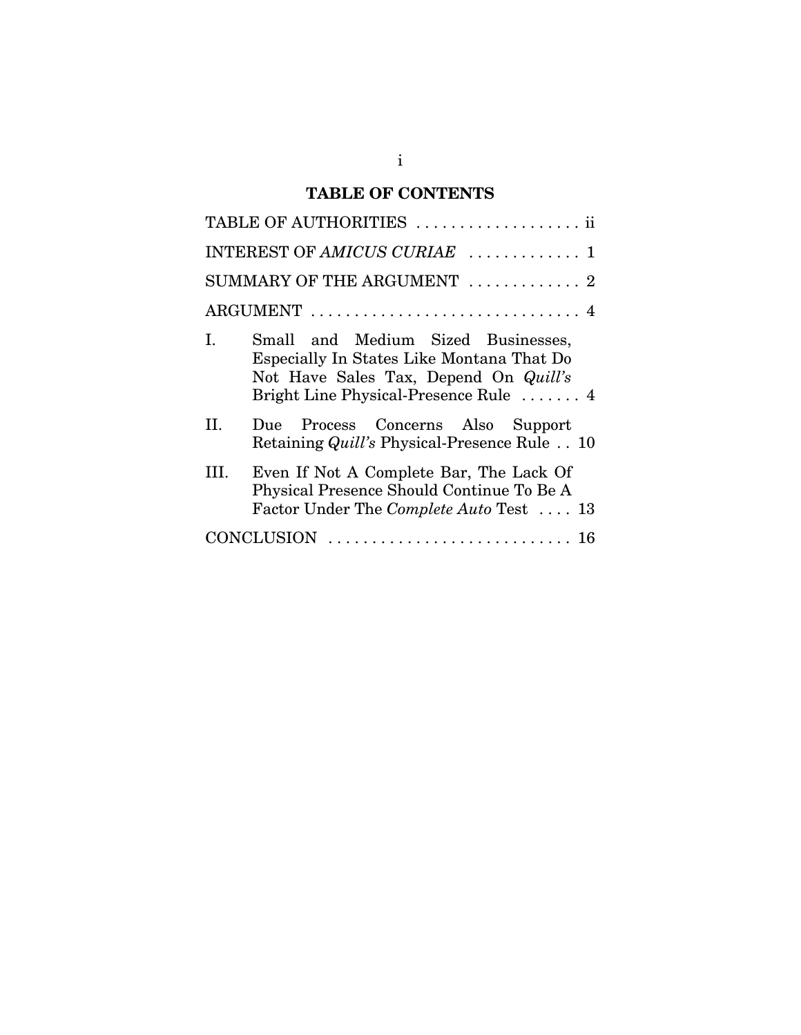## TABLE OF CONTENTS

TABLE OF AUTHORITIES . . . . . . . . . . . . . . . . . . . ii

INTEREST OF *AMICUS CURIAE* . . . . . . . . . . . . . 1

SUMMARY OF THE ARGUMENT . . . . . . . . . . . . . 2

ARGUMENT . . . . . . . . . . . . . . . . . . . . . . . . . . . . . . 4

I. Small and Medium Sized Businesses, Especially In States Like Montana That Do Not Have Sales Tax, Depend On *Quill's* Bright Line Physical-Presence Rule . . . . . . . 4

II. Due Process Concerns Also Support Retaining *Quill's* Physical-Presence Rule . . 10

III. Even If Not A Complete Bar, The Lack Of Physical Presence Should Continue To Be A Factor Under The *Complete Auto* Test . . . . 13

CONCLUSION . . . . . . . . . . . . . . . . . . . . . . . . . . . . 16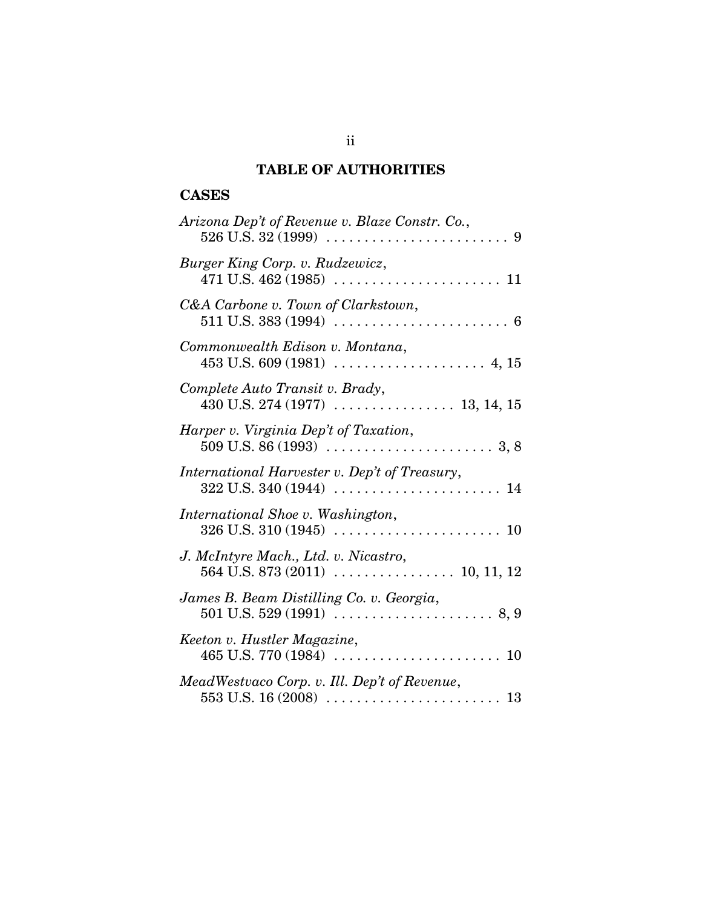# TABLE OF AUTHORITIES

## CASES

*Arizona Dep't of Revenue v. Blaze Constr. Co.*, 526 U.S. 32 (1999) . . . . . . . . . . . . . . . . . . . . . . . . 9

*Burger King Corp. v. Rudzewicz*, 471 U.S. 462 (1985) . . . . . . . . . . . . . . . . . . . . . . 11

*C&A Carbone v. Town of Clarkstown*, 511 U.S. 383 (1994) . . . . . . . . . . . . . . . . . . . . . . . 6

*Commonwealth Edison v. Montana*, 453 U.S. 609 (1981) . . . . . . . . . . . . . . . . . . . . 4, 15

*Complete Auto Transit v. Brady*, 430 U.S. 274 (1977) . . . . . . . . . . . . . . . . 13, 14, 15

*Harper v. Virginia Dep't of Taxation*, 509 U.S. 86 (1993) . . . . . . . . . . . . . . . . . . . . . . 3, 8

*International Harvester v. Dep't of Treasury*, 322 U.S. 340 (1944) . . . . . . . . . . . . . . . . . . . . . . 14

*International Shoe v. Washington*, 326 U.S. 310 (1945) . . . . . . . . . . . . . . . . . . . . . . 10

*J. McIntyre Mach., Ltd. v. Nicastro*, 564 U.S. 873 (2011) . . . . . . . . . . . . . . . . 10, 11, 12

*James B. Beam Distilling Co. v. Georgia*, 501 U.S. 529 (1991) . . . . . . . . . . . . . . . . . . . . . 8, 9

*Keeton v. Hustler Magazine*, 465 U.S. 770 (1984) . . . . . . . . . . . . . . . . . . . . . . 10

*MeadWestvaco Corp. v. Ill. Dep't of Revenue*, 553 U.S. 16 (2008) . . . . . . . . . . . . . . . . . . . . . . . 13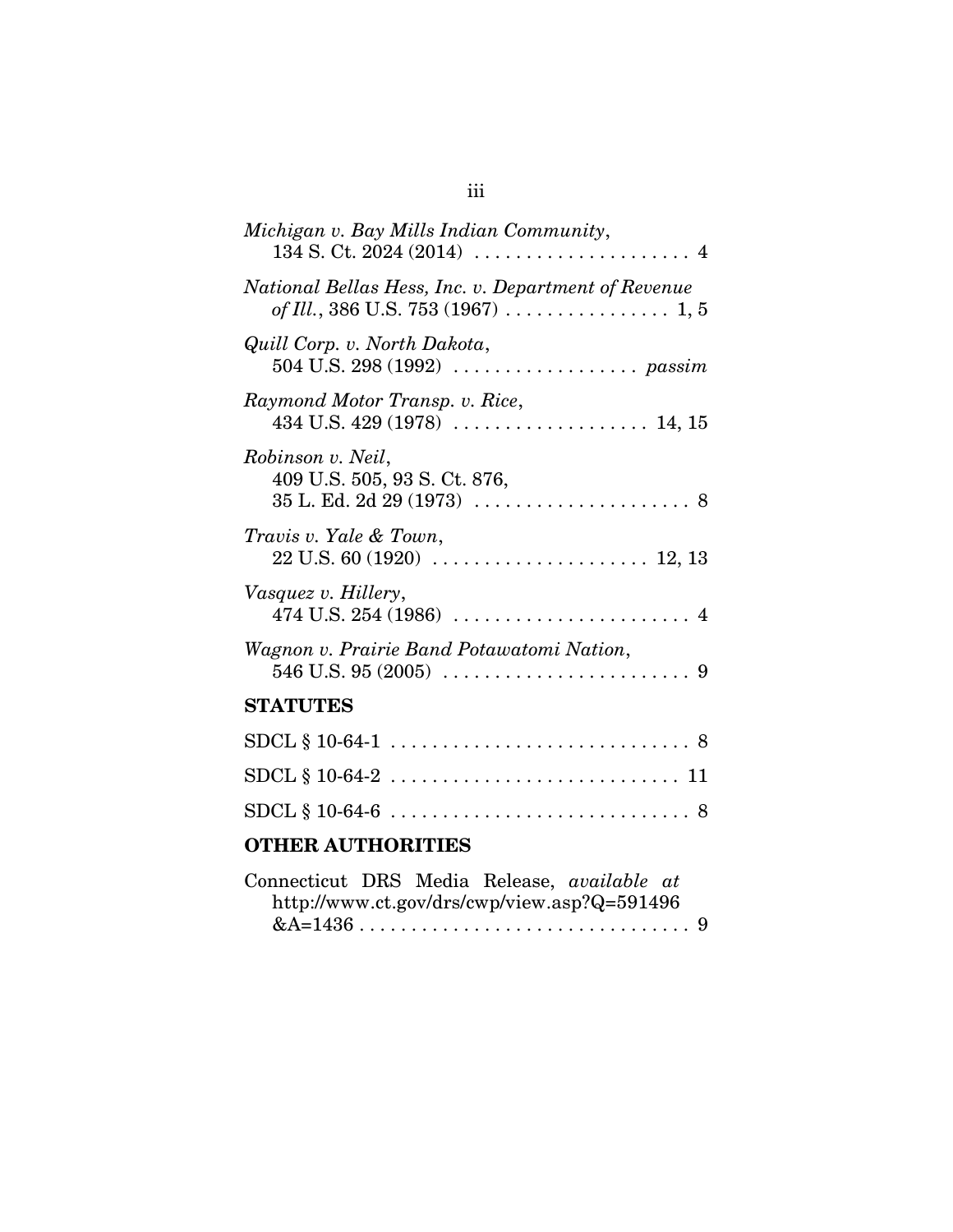*Michigan v. Bay Mills Indian Community*,
134 S. Ct. 2024 (2014) . . . . . . . . . . . . . . . . . . . . . 4

*National Bellas Hess, Inc. v. Department of Revenue of Ill.*, 386 U.S. 753 (1967) . . . . . . . . . . . . . . . . 1, 5

*Quill Corp. v. North Dakota*,
504 U.S. 298 (1992) . . . . . . . . . . . . . . . . . . *passim*

*Raymond Motor Transp. v. Rice*,
434 U.S. 429 (1978) . . . . . . . . . . . . . . . . . . . 14, 15

*Robinson v. Neil*,
409 U.S. 505, 93 S. Ct. 876,
35 L. Ed. 2d 29 (1973) . . . . . . . . . . . . . . . . . . . . . 8

*Travis v. Yale & Town*,
22 U.S. 60 (1920) . . . . . . . . . . . . . . . . . . . . . 12, 13

*Vasquez v. Hillery*,
474 U.S. 254 (1986) . . . . . . . . . . . . . . . . . . . . . . . 4

*Wagnon v. Prairie Band Potawatomi Nation*,
546 U.S. 95 (2005) . . . . . . . . . . . . . . . . . . . . . . . . 9

**STATUTES**

SDCL § 10-64-1 . . . . . . . . . . . . . . . . . . . . . . . . . . . . 8

SDCL § 10-64-2 . . . . . . . . . . . . . . . . . . . . . . . . . . . 11

SDCL § 10-64-6 . . . . . . . . . . . . . . . . . . . . . . . . . . . . 8

**OTHER AUTHORITIES**

Connecticut DRS Media Release, *available at* http://www.ct.gov/drs/cwp/view.asp?Q=591496&A=1436 . . . . . . . . . . . . . . . . . . . . . . . . . . . . . . . 9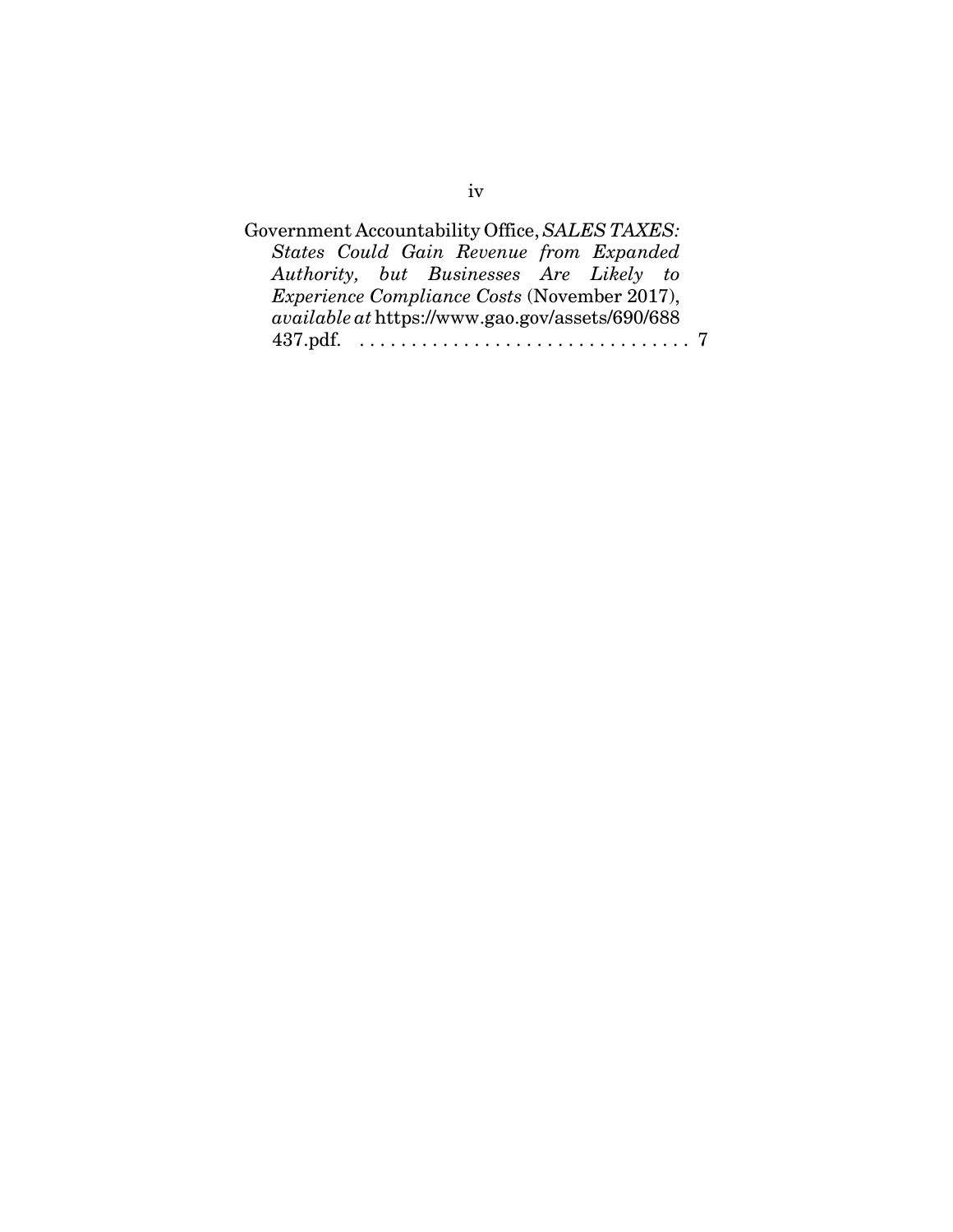Government Accountability Office, *SALES TAXES: States Could Gain Revenue from Expanded Authority, but Businesses Are Likely to Experience Compliance Costs* (November 2017), *available at* https://www.gao.gov/assets/690/688437.pdf. . . . . . . . . . . . . . . . . . . . . . . . . . . . . . . . . 7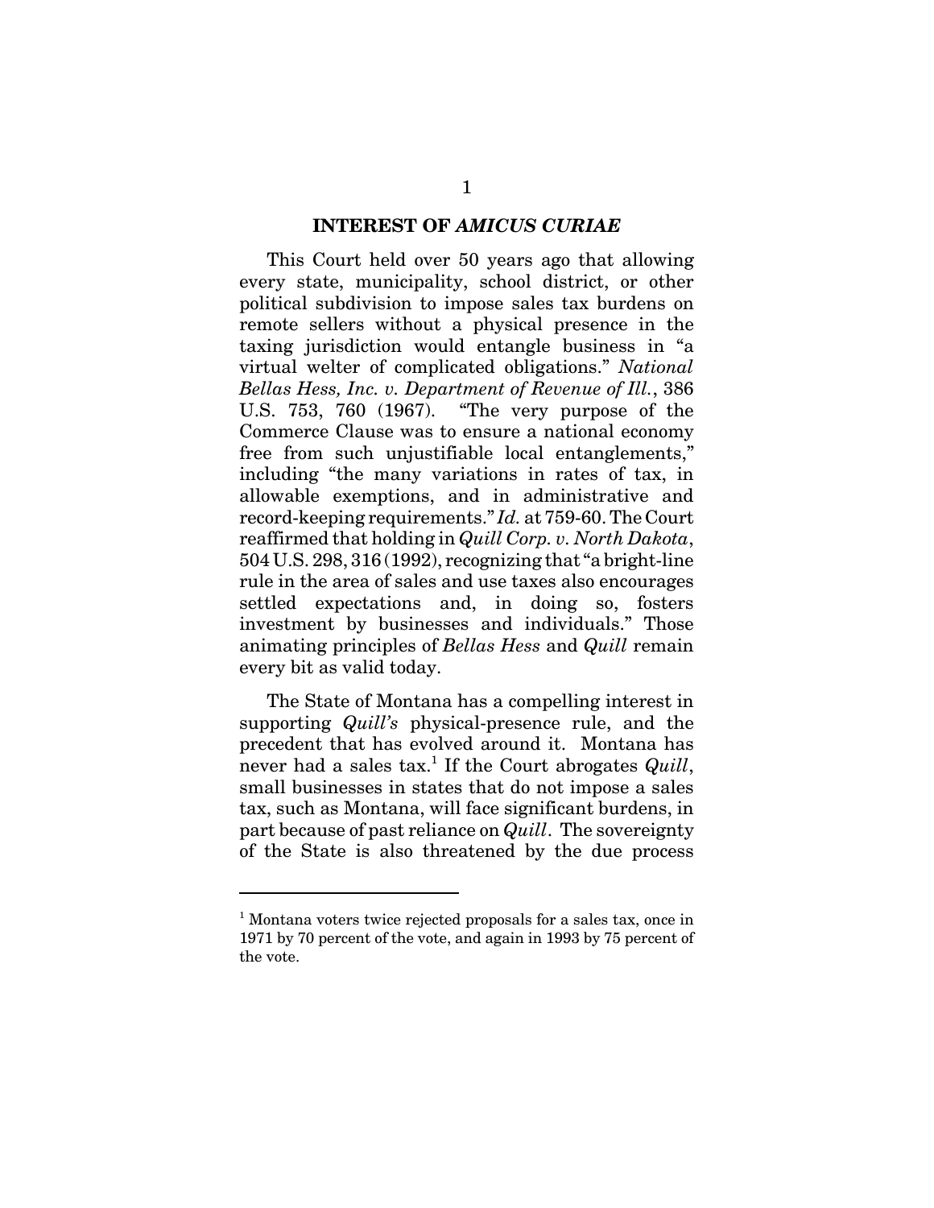## INTEREST OF *AMICUS CURIAE*

This Court held over 50 years ago that allowing every state, municipality, school district, or other political subdivision to impose sales tax burdens on remote sellers without a physical presence in the taxing jurisdiction would entangle business in "a virtual welter of complicated obligations." *National Bellas Hess, Inc. v. Department of Revenue of Ill.*, 386 U.S. 753, 760 (1967). "The very purpose of the Commerce Clause was to ensure a national economy free from such unjustifiable local entanglements," including "the many variations in rates of tax, in allowable exemptions, and in administrative and record-keeping requirements." *Id.* at 759-60. The Court reaffirmed that holding in *Quill Corp. v. North Dakota*, 504 U.S. 298, 316 (1992), recognizing that "a bright-line rule in the area of sales and use taxes also encourages settled expectations and, in doing so, fosters investment by businesses and individuals." Those animating principles of *Bellas Hess* and *Quill* remain every bit as valid today.

The State of Montana has a compelling interest in supporting *Quill's* physical-presence rule, and the precedent that has evolved around it. Montana has never had a sales tax.[1] If the Court abrogates *Quill*, small businesses in states that do not impose a sales tax, such as Montana, will face significant burdens, in part because of past reliance on *Quill*. The sovereignty of the State is also threatened by the due process

[1] Montana voters twice rejected proposals for a sales tax, once in 1971 by 70 percent of the vote, and again in 1993 by 75 percent of the vote.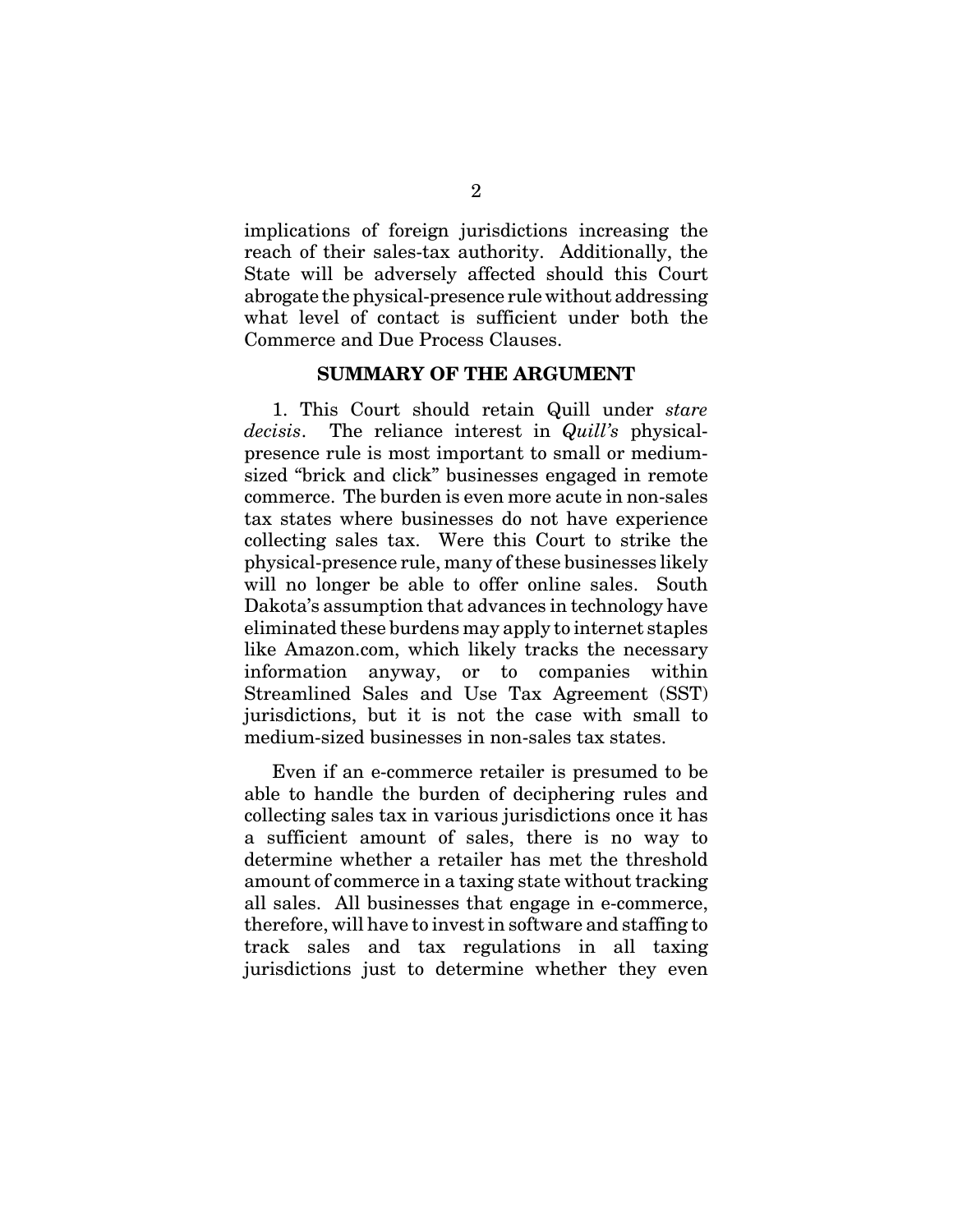implications of foreign jurisdictions increasing the reach of their sales-tax authority. Additionally, the State will be adversely affected should this Court abrogate the physical-presence rule without addressing what level of contact is sufficient under both the Commerce and Due Process Clauses.

## SUMMARY OF THE ARGUMENT

1. This Court should retain Quill under *stare decisis*. The reliance interest in *Quill's* physical-presence rule is most important to small or medium-sized "brick and click" businesses engaged in remote commerce. The burden is even more acute in non-sales tax states where businesses do not have experience collecting sales tax. Were this Court to strike the physical-presence rule, many of these businesses likely will no longer be able to offer online sales. South Dakota's assumption that advances in technology have eliminated these burdens may apply to internet staples like Amazon.com, which likely tracks the necessary information anyway, or to companies within Streamlined Sales and Use Tax Agreement (SST) jurisdictions, but it is not the case with small to medium-sized businesses in non-sales tax states.

Even if an e-commerce retailer is presumed to be able to handle the burden of deciphering rules and collecting sales tax in various jurisdictions once it has a sufficient amount of sales, there is no way to determine whether a retailer has met the threshold amount of commerce in a taxing state without tracking all sales. All businesses that engage in e-commerce, therefore, will have to invest in software and staffing to track sales and tax regulations in all taxing jurisdictions just to determine whether they even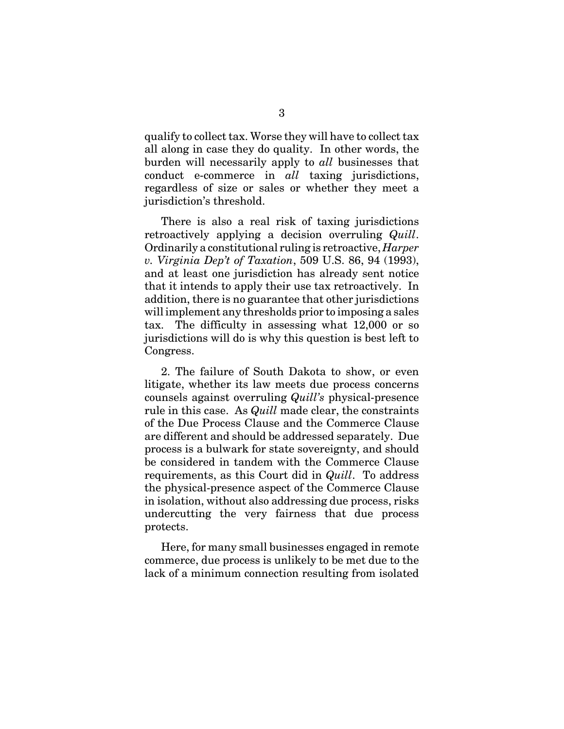qualify to collect tax. Worse they will have to collect tax all along in case they do quality. In other words, the burden will necessarily apply to *all* businesses that conduct e-commerce in *all* taxing jurisdictions, regardless of size or sales or whether they meet a jurisdiction's threshold.

There is also a real risk of taxing jurisdictions retroactively applying a decision overruling *Quill*. Ordinarily a constitutional ruling is retroactive, *Harper v. Virginia Dep't of Taxation*, 509 U.S. 86, 94 (1993), and at least one jurisdiction has already sent notice that it intends to apply their use tax retroactively. In addition, there is no guarantee that other jurisdictions will implement any thresholds prior to imposing a sales tax. The difficulty in assessing what 12,000 or so jurisdictions will do is why this question is best left to Congress.

2. The failure of South Dakota to show, or even litigate, whether its law meets due process concerns counsels against overruling *Quill's* physical-presence rule in this case. As *Quill* made clear, the constraints of the Due Process Clause and the Commerce Clause are different and should be addressed separately. Due process is a bulwark for state sovereignty, and should be considered in tandem with the Commerce Clause requirements, as this Court did in *Quill*. To address the physical-presence aspect of the Commerce Clause in isolation, without also addressing due process, risks undercutting the very fairness that due process protects.

Here, for many small businesses engaged in remote commerce, due process is unlikely to be met due to the lack of a minimum connection resulting from isolated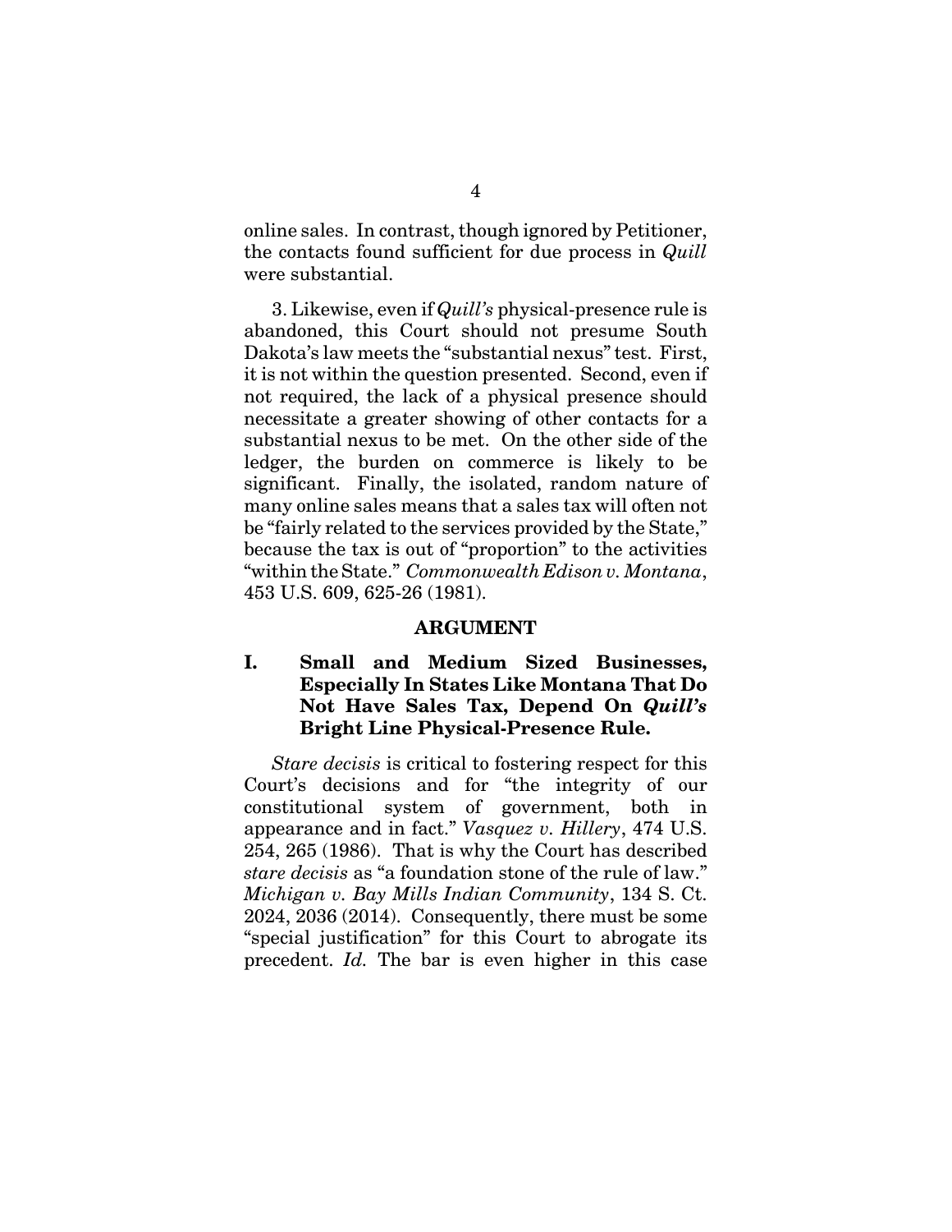online sales. In contrast, though ignored by Petitioner, the contacts found sufficient for due process in *Quill* were substantial.

3. Likewise, even if *Quill's* physical-presence rule is abandoned, this Court should not presume South Dakota's law meets the "substantial nexus" test. First, it is not within the question presented. Second, even if not required, the lack of a physical presence should necessitate a greater showing of other contacts for a substantial nexus to be met. On the other side of the ledger, the burden on commerce is likely to be significant. Finally, the isolated, random nature of many online sales means that a sales tax will often not be "fairly related to the services provided by the State," because the tax is out of "proportion" to the activities "within the State." *Commonwealth Edison v. Montana*, 453 U.S. 609, 625-26 (1981).

## ARGUMENT

### I. Small and Medium Sized Businesses, Especially In States Like Montana That Do Not Have Sales Tax, Depend On *Quill's* Bright Line Physical-Presence Rule.

*Stare decisis* is critical to fostering respect for this Court's decisions and for "the integrity of our constitutional system of government, both in appearance and in fact." *Vasquez v. Hillery*, 474 U.S. 254, 265 (1986). That is why the Court has described *stare decisis* as "a foundation stone of the rule of law." *Michigan v. Bay Mills Indian Community*, 134 S. Ct. 2024, 2036 (2014). Consequently, there must be some "special justification" for this Court to abrogate its precedent. *Id.* The bar is even higher in this case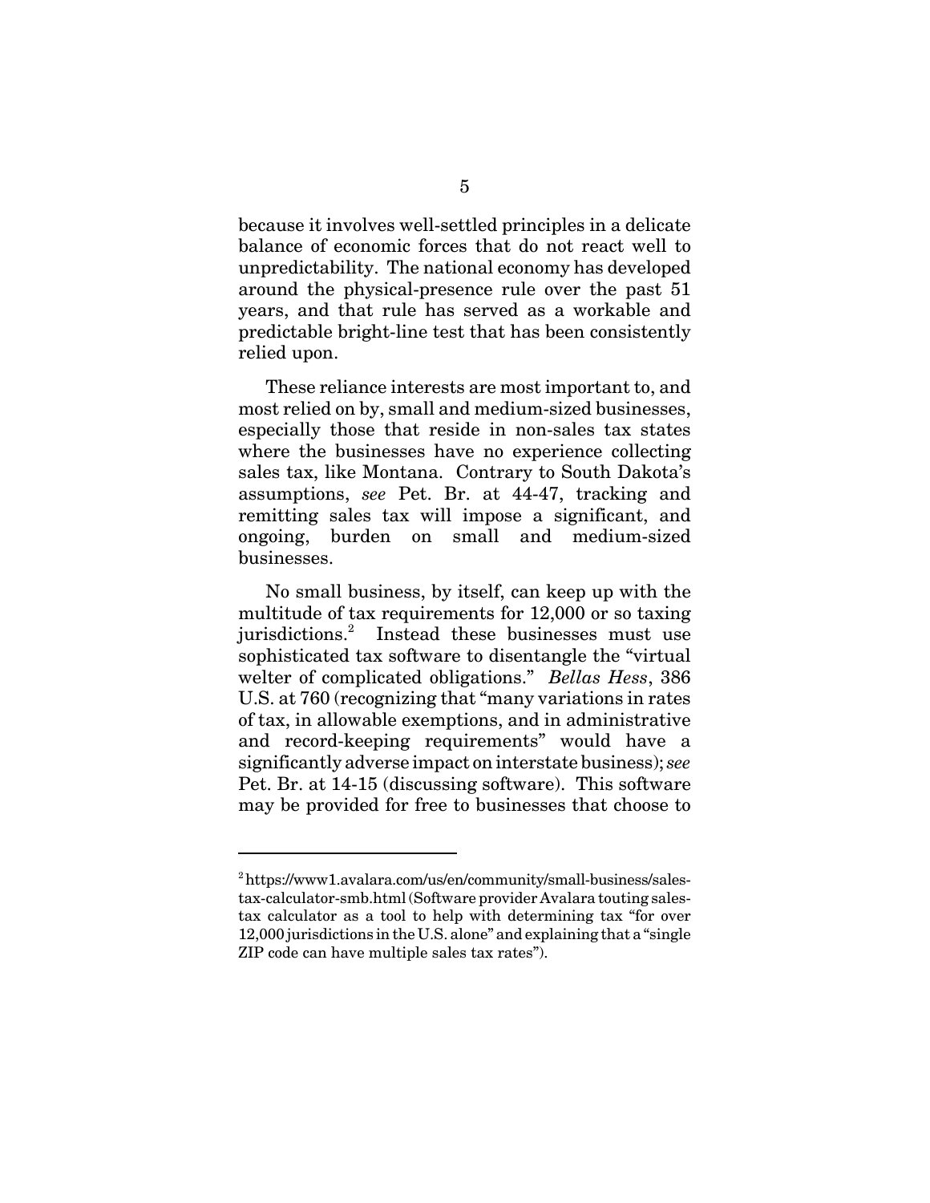because it involves well-settled principles in a delicate balance of economic forces that do not react well to unpredictability. The national economy has developed around the physical-presence rule over the past 51 years, and that rule has served as a workable and predictable bright-line test that has been consistently relied upon.

These reliance interests are most important to, and most relied on by, small and medium-sized businesses, especially those that reside in non-sales tax states where the businesses have no experience collecting sales tax, like Montana. Contrary to South Dakota's assumptions, *see* Pet. Br. at 44-47, tracking and remitting sales tax will impose a significant, and ongoing, burden on small and medium-sized businesses.

No small business, by itself, can keep up with the multitude of tax requirements for 12,000 or so taxing jurisdictions.[2] Instead these businesses must use sophisticated tax software to disentangle the "virtual welter of complicated obligations." *Bellas Hess*, 386 U.S. at 760 (recognizing that "many variations in rates of tax, in allowable exemptions, and in administrative and record-keeping requirements" would have a significantly adverse impact on interstate business); *see* Pet. Br. at 14-15 (discussing software). This software may be provided for free to businesses that choose to

---

[2] https://www1.avalara.com/us/en/community/small-business/sales-tax-calculator-smb.html (Software provider Avalara touting sales-tax calculator as a tool to help with determining tax "for over 12,000 jurisdictions in the U.S. alone" and explaining that a "single ZIP code can have multiple sales tax rates").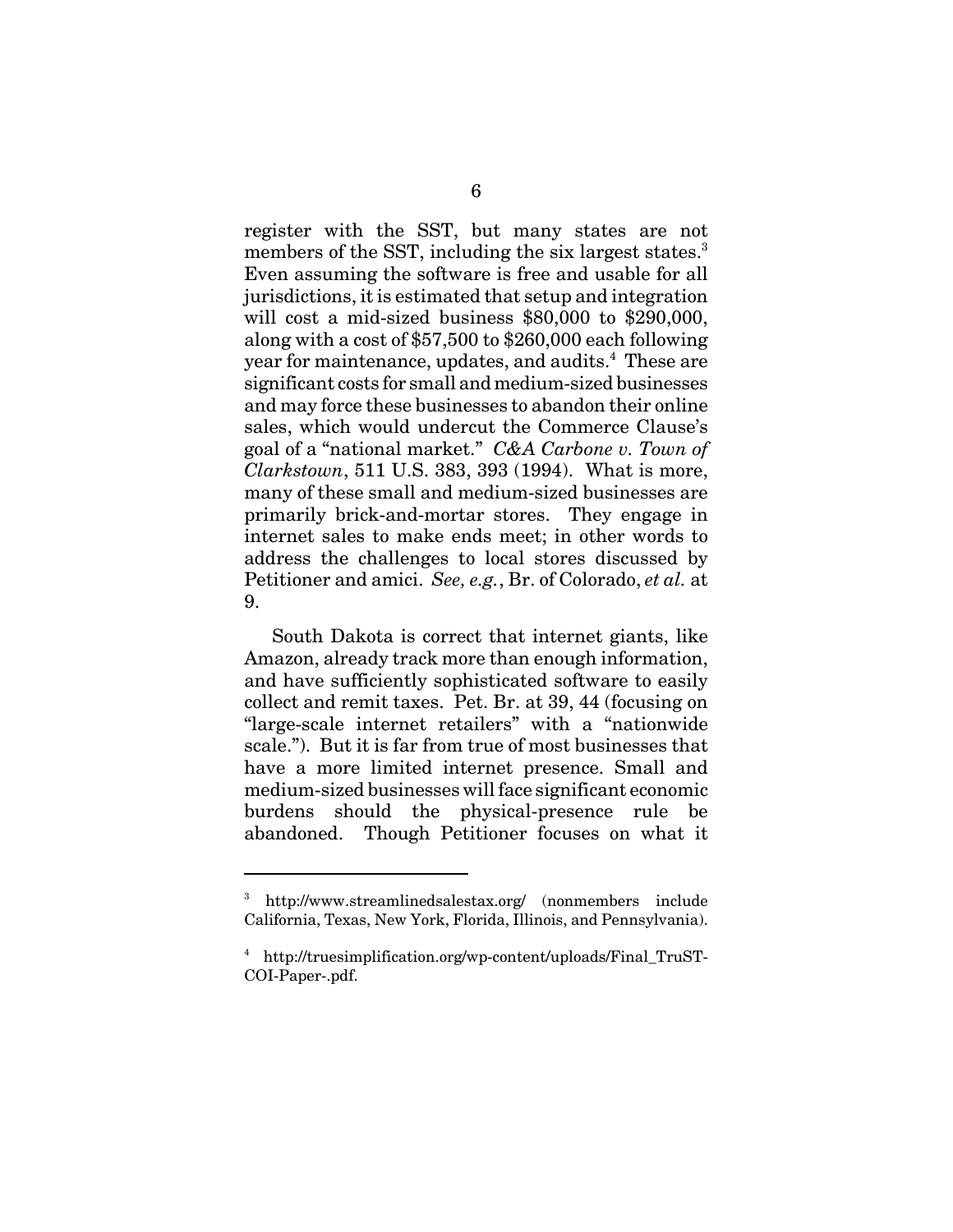register with the SST, but many states are not members of the SST, including the six largest states.[3] Even assuming the software is free and usable for all jurisdictions, it is estimated that setup and integration will cost a mid-sized business $80,000 to $290,000, along with a cost of $57,500 to $260,000 each following year for maintenance, updates, and audits.[4] These are significant costs for small and medium-sized businesses and may force these businesses to abandon their online sales, which would undercut the Commerce Clause's goal of a "national market." *C&A Carbone v. Town of Clarkstown*, 511 U.S. 383, 393 (1994). What is more, many of these small and medium-sized businesses are primarily brick-and-mortar stores. They engage in internet sales to make ends meet; in other words to address the challenges to local stores discussed by Petitioner and amici. *See, e.g.*, Br. of Colorado, *et al.* at 9.

South Dakota is correct that internet giants, like Amazon, already track more than enough information, and have sufficiently sophisticated software to easily collect and remit taxes. Pet. Br. at 39, 44 (focusing on "large-scale internet retailers" with a "nationwide scale."). But it is far from true of most businesses that have a more limited internet presence. Small and medium-sized businesses will face significant economic burdens should the physical-presence rule be abandoned. Though Petitioner focuses on what it

---

[3] http://www.streamlinedsalestax.org/ (nonmembers include California, Texas, New York, Florida, Illinois, and Pennsylvania).

[4] http://truesimplification.org/wp-content/uploads/Final_TruST-COI-Paper-.pdf.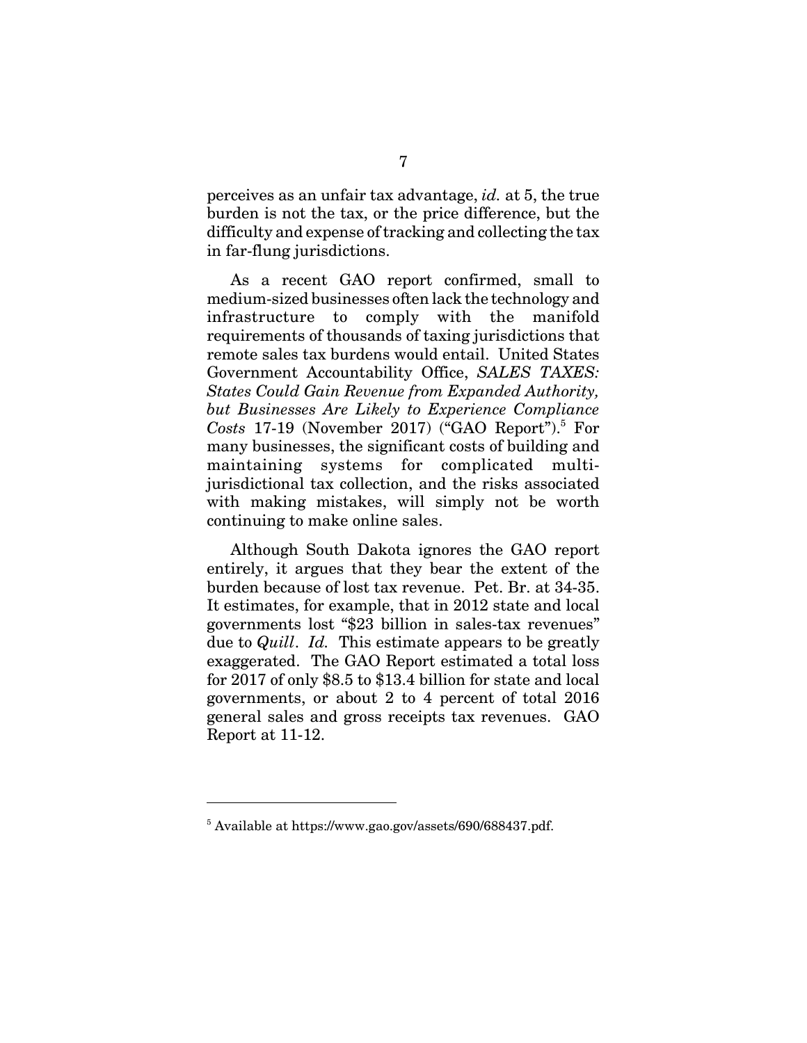perceives as an unfair tax advantage, *id.* at 5, the true burden is not the tax, or the price difference, but the difficulty and expense of tracking and collecting the tax in far-flung jurisdictions.

As a recent GAO report confirmed, small to medium-sized businesses often lack the technology and infrastructure to comply with the manifold requirements of thousands of taxing jurisdictions that remote sales tax burdens would entail. United States Government Accountability Office, *SALES TAXES: States Could Gain Revenue from Expanded Authority, but Businesses Are Likely to Experience Compliance Costs* 17-19 (November 2017) ("GAO Report").[5] For many businesses, the significant costs of building and maintaining systems for complicated multi-jurisdictional tax collection, and the risks associated with making mistakes, will simply not be worth continuing to make online sales.

Although South Dakota ignores the GAO report entirely, it argues that they bear the extent of the burden because of lost tax revenue. Pet. Br. at 34-35. It estimates, for example, that in 2012 state and local governments lost "$23 billion in sales-tax revenues" due to *Quill*. *Id.* This estimate appears to be greatly exaggerated. The GAO Report estimated a total loss for 2017 of only $8.5 to $13.4 billion for state and local governments, or about 2 to 4 percent of total 2016 general sales and gross receipts tax revenues. GAO Report at 11-12.

---

[5] Available at https://www.gao.gov/assets/690/688437.pdf.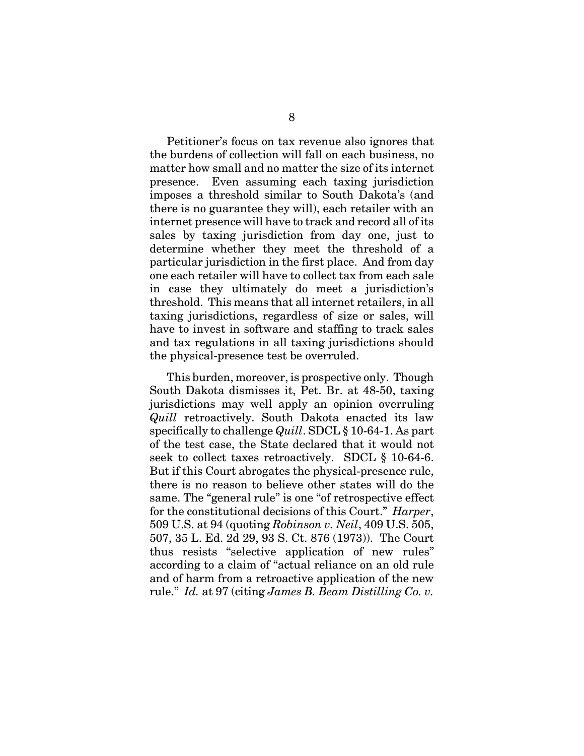Petitioner's focus on tax revenue also ignores that the burdens of collection will fall on each business, no matter how small and no matter the size of its internet presence. Even assuming each taxing jurisdiction imposes a threshold similar to South Dakota's (and there is no guarantee they will), each retailer with an internet presence will have to track and record all of its sales by taxing jurisdiction from day one, just to determine whether they meet the threshold of a particular jurisdiction in the first place. And from day one each retailer will have to collect tax from each sale in case they ultimately do meet a jurisdiction's threshold. This means that all internet retailers, in all taxing jurisdictions, regardless of size or sales, will have to invest in software and staffing to track sales and tax regulations in all taxing jurisdictions should the physical-presence test be overruled.

This burden, moreover, is prospective only. Though South Dakota dismisses it, Pet. Br. at 48-50, taxing jurisdictions may well apply an opinion overruling *Quill* retroactively. South Dakota enacted its law specifically to challenge *Quill*. SDCL § 10-64-1. As part of the test case, the State declared that it would not seek to collect taxes retroactively. SDCL § 10-64-6. But if this Court abrogates the physical-presence rule, there is no reason to believe other states will do the same. The "general rule" is one "of retrospective effect for the constitutional decisions of this Court." *Harper*, 509 U.S. at 94 (quoting *Robinson v. Neil*, 409 U.S. 505, 507, 35 L. Ed. 2d 29, 93 S. Ct. 876 (1973)). The Court thus resists "selective application of new rules" according to a claim of "actual reliance on an old rule and of harm from a retroactive application of the new rule." *Id.* at 97 (citing *James B. Beam Distilling Co. v.*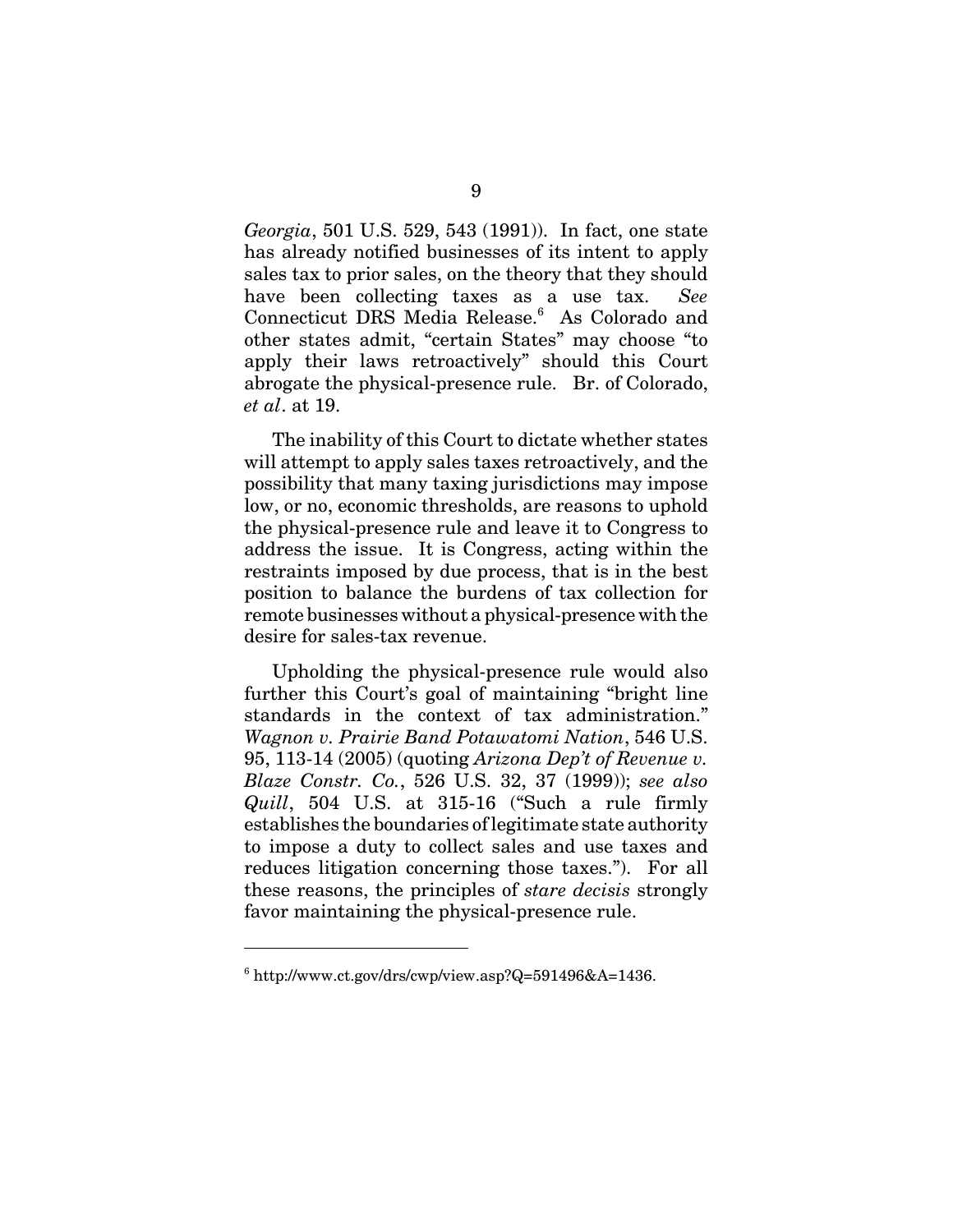*Georgia*, 501 U.S. 529, 543 (1991)). In fact, one state has already notified businesses of its intent to apply sales tax to prior sales, on the theory that they should have been collecting taxes as a use tax. *See* Connecticut DRS Media Release.[6] As Colorado and other states admit, "certain States" may choose "to apply their laws retroactively" should this Court abrogate the physical-presence rule. Br. of Colorado, *et al*. at 19.

The inability of this Court to dictate whether states will attempt to apply sales taxes retroactively, and the possibility that many taxing jurisdictions may impose low, or no, economic thresholds, are reasons to uphold the physical-presence rule and leave it to Congress to address the issue. It is Congress, acting within the restraints imposed by due process, that is in the best position to balance the burdens of tax collection for remote businesses without a physical-presence with the desire for sales-tax revenue.

Upholding the physical-presence rule would also further this Court's goal of maintaining "bright line standards in the context of tax administration." *Wagnon v. Prairie Band Potawatomi Nation*, 546 U.S. 95, 113-14 (2005) (quoting *Arizona Dep't of Revenue v. Blaze Constr. Co.*, 526 U.S. 32, 37 (1999)); *see also Quill*, 504 U.S. at 315-16 ("Such a rule firmly establishes the boundaries of legitimate state authority to impose a duty to collect sales and use taxes and reduces litigation concerning those taxes."). For all these reasons, the principles of *stare decisis* strongly favor maintaining the physical-presence rule.

---

[6] http://www.ct.gov/drs/cwp/view.asp?Q=591496&A=1436.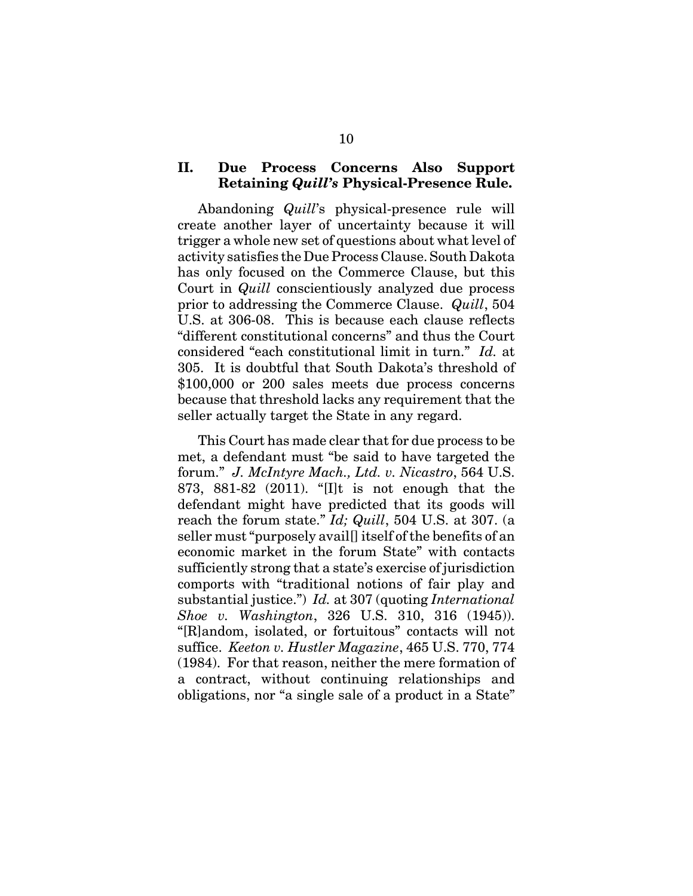## II. Due Process Concerns Also Support Retaining *Quill's* Physical-Presence Rule.

Abandoning *Quill*'s physical-presence rule will create another layer of uncertainty because it will trigger a whole new set of questions about what level of activity satisfies the Due Process Clause. South Dakota has only focused on the Commerce Clause, but this Court in *Quill* conscientiously analyzed due process prior to addressing the Commerce Clause. *Quill*, 504 U.S. at 306-08. This is because each clause reflects "different constitutional concerns" and thus the Court considered "each constitutional limit in turn." *Id.* at 305. It is doubtful that South Dakota's threshold of $100,000 or 200 sales meets due process concerns because that threshold lacks any requirement that the seller actually target the State in any regard.

This Court has made clear that for due process to be met, a defendant must "be said to have targeted the forum." *J. McIntyre Mach., Ltd. v. Nicastro*, 564 U.S. 873, 881-82 (2011). "[I]t is not enough that the defendant might have predicted that its goods will reach the forum state." *Id; Quill*, 504 U.S. at 307. (a seller must "purposely avail[] itself of the benefits of an economic market in the forum State" with contacts sufficiently strong that a state's exercise of jurisdiction comports with "traditional notions of fair play and substantial justice.") *Id.* at 307 (quoting *International Shoe v. Washington*, 326 U.S. 310, 316 (1945)). "[R]andom, isolated, or fortuitous" contacts will not suffice. *Keeton v. Hustler Magazine*, 465 U.S. 770, 774 (1984). For that reason, neither the mere formation of a contract, without continuing relationships and obligations, nor "a single sale of a product in a State"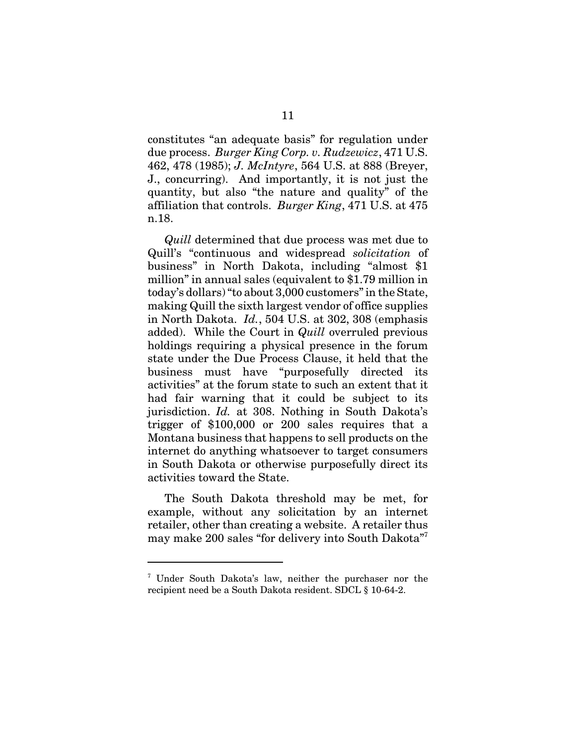constitutes "an adequate basis" for regulation under due process. *Burger King Corp. v. Rudzewicz*, 471 U.S. 462, 478 (1985); *J. McIntyre*, 564 U.S. at 888 (Breyer, J., concurring). And importantly, it is not just the quantity, but also "the nature and quality" of the affiliation that controls. *Burger King*, 471 U.S. at 475 n.18.

*Quill* determined that due process was met due to Quill's "continuous and widespread *solicitation* of business" in North Dakota, including "almost $1 million" in annual sales (equivalent to $1.79 million in today's dollars) "to about 3,000 customers" in the State, making Quill the sixth largest vendor of office supplies in North Dakota. *Id.*, 504 U.S. at 302, 308 (emphasis added). While the Court in *Quill* overruled previous holdings requiring a physical presence in the forum state under the Due Process Clause, it held that the business must have "purposefully directed its activities" at the forum state to such an extent that it had fair warning that it could be subject to its jurisdiction. *Id.* at 308. Nothing in South Dakota's trigger of $100,000 or 200 sales requires that a Montana business that happens to sell products on the internet do anything whatsoever to target consumers in South Dakota or otherwise purposefully direct its activities toward the State.

The South Dakota threshold may be met, for example, without any solicitation by an internet retailer, other than creating a website. A retailer thus may make 200 sales "for delivery into South Dakota"[7]

---

[7] Under South Dakota's law, neither the purchaser nor the recipient need be a South Dakota resident. SDCL § 10-64-2.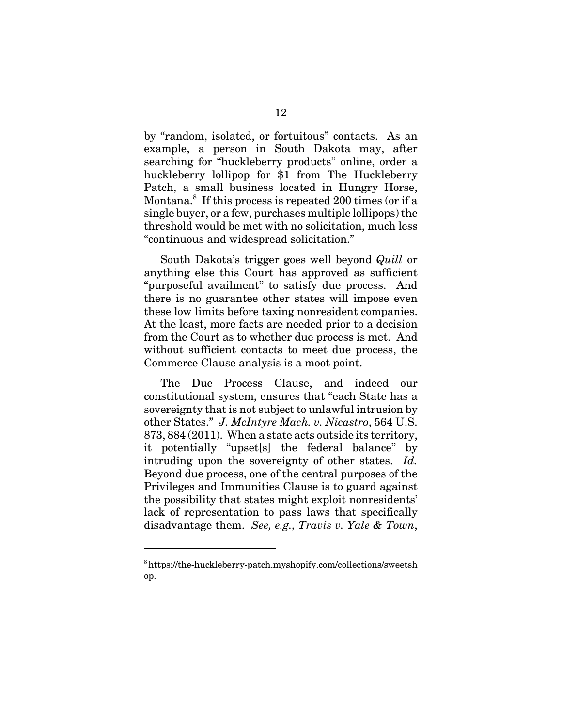by "random, isolated, or fortuitous" contacts. As an example, a person in South Dakota may, after searching for "huckleberry products" online, order a huckleberry lollipop for $1 from The Huckleberry Patch, a small business located in Hungry Horse, Montana.[8] If this process is repeated 200 times (or if a single buyer, or a few, purchases multiple lollipops) the threshold would be met with no solicitation, much less "continuous and widespread solicitation."

South Dakota's trigger goes well beyond *Quill* or anything else this Court has approved as sufficient "purposeful availment" to satisfy due process. And there is no guarantee other states will impose even these low limits before taxing nonresident companies. At the least, more facts are needed prior to a decision from the Court as to whether due process is met. And without sufficient contacts to meet due process, the Commerce Clause analysis is a moot point.

The Due Process Clause, and indeed our constitutional system, ensures that "each State has a sovereignty that is not subject to unlawful intrusion by other States." *J. McIntyre Mach. v. Nicastro*, 564 U.S. 873, 884 (2011). When a state acts outside its territory, it potentially "upset[s] the federal balance" by intruding upon the sovereignty of other states. *Id.* Beyond due process, one of the central purposes of the Privileges and Immunities Clause is to guard against the possibility that states might exploit nonresidents' lack of representation to pass laws that specifically disadvantage them. *See, e.g., Travis v. Yale & Town*,

---

[8] https://the-huckleberry-patch.myshopify.com/collections/sweetshop.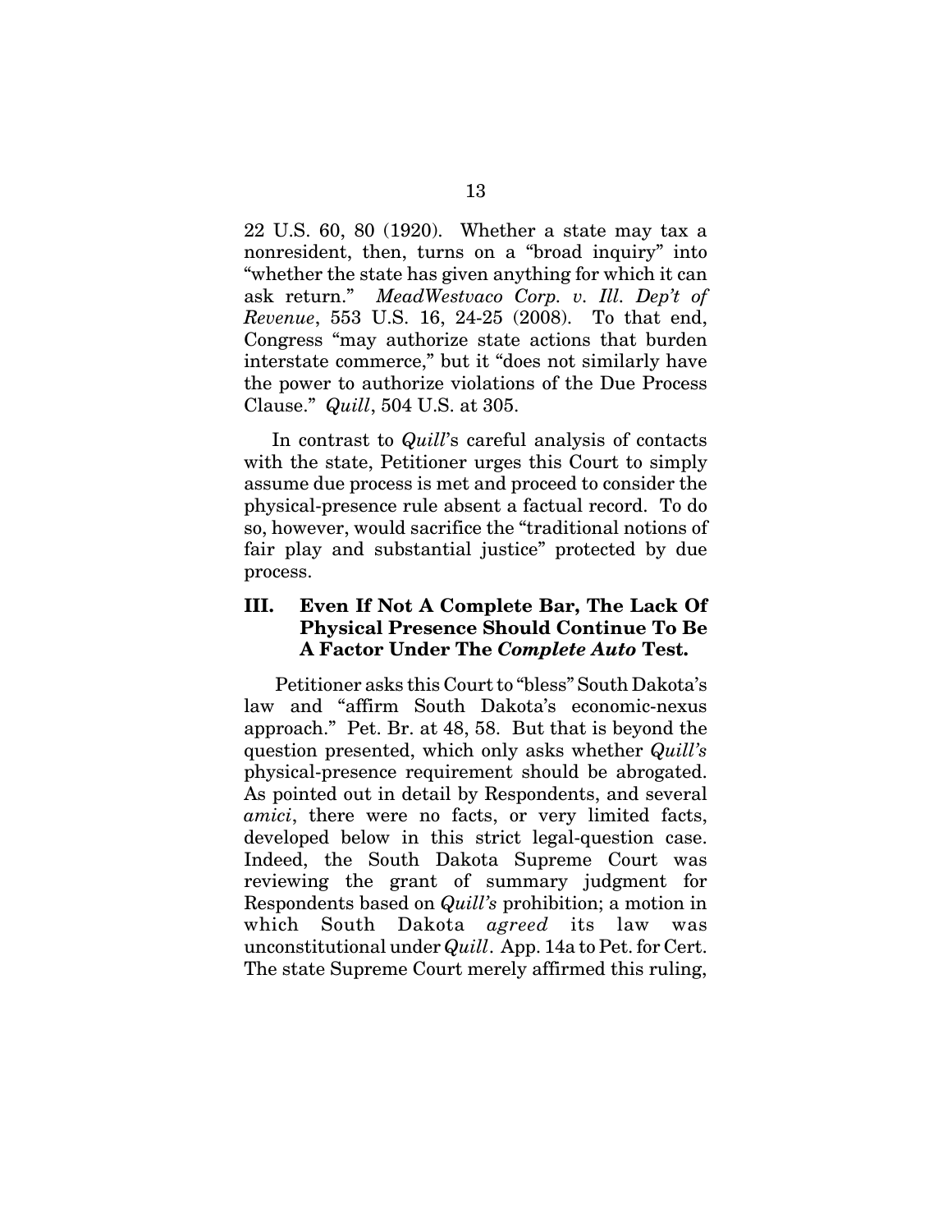22 U.S. 60, 80 (1920). Whether a state may tax a nonresident, then, turns on a "broad inquiry" into "whether the state has given anything for which it can ask return." *MeadWestvaco Corp. v. Ill. Dep't of Revenue*, 553 U.S. 16, 24-25 (2008). To that end, Congress "may authorize state actions that burden interstate commerce," but it "does not similarly have the power to authorize violations of the Due Process Clause." *Quill*, 504 U.S. at 305.

In contrast to *Quill*'s careful analysis of contacts with the state, Petitioner urges this Court to simply assume due process is met and proceed to consider the physical-presence rule absent a factual record. To do so, however, would sacrifice the "traditional notions of fair play and substantial justice" protected by due process.

## III. Even If Not A Complete Bar, The Lack Of Physical Presence Should Continue To Be A Factor Under The *Complete Auto* Test.

Petitioner asks this Court to "bless" South Dakota's law and "affirm South Dakota's economic-nexus approach." Pet. Br. at 48, 58. But that is beyond the question presented, which only asks whether *Quill's* physical-presence requirement should be abrogated. As pointed out in detail by Respondents, and several *amici*, there were no facts, or very limited facts, developed below in this strict legal-question case. Indeed, the South Dakota Supreme Court was reviewing the grant of summary judgment for Respondents based on *Quill's* prohibition; a motion in which South Dakota *agreed* its law was unconstitutional under *Quill*. App. 14a to Pet. for Cert. The state Supreme Court merely affirmed this ruling,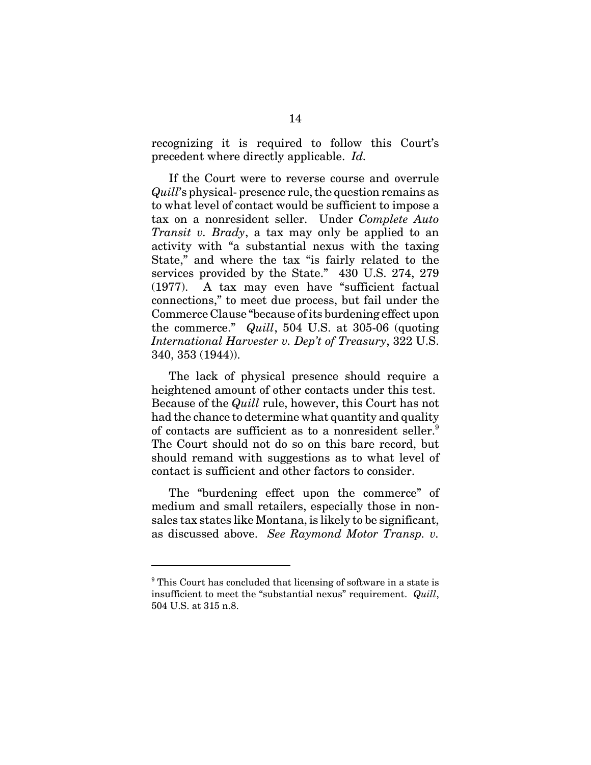recognizing it is required to follow this Court's precedent where directly applicable. *Id.*

If the Court were to reverse course and overrule *Quill*'s physical- presence rule, the question remains as to what level of contact would be sufficient to impose a tax on a nonresident seller. Under *Complete Auto Transit v. Brady*, a tax may only be applied to an activity with "a substantial nexus with the taxing State," and where the tax "is fairly related to the services provided by the State." 430 U.S. 274, 279 (1977). A tax may even have "sufficient factual connections," to meet due process, but fail under the Commerce Clause "because of its burdening effect upon the commerce." *Quill*, 504 U.S. at 305-06 (quoting *International Harvester v. Dep't of Treasury*, 322 U.S. 340, 353 (1944)).

The lack of physical presence should require a heightened amount of other contacts under this test. Because of the *Quill* rule, however, this Court has not had the chance to determine what quantity and quality of contacts are sufficient as to a nonresident seller.[9] The Court should not do so on this bare record, but should remand with suggestions as to what level of contact is sufficient and other factors to consider.

The "burdening effect upon the commerce" of medium and small retailers, especially those in non-sales tax states like Montana, is likely to be significant, as discussed above. *See Raymond Motor Transp. v.*

---

[9] This Court has concluded that licensing of software in a state is insufficient to meet the "substantial nexus" requirement. *Quill*, 504 U.S. at 315 n.8.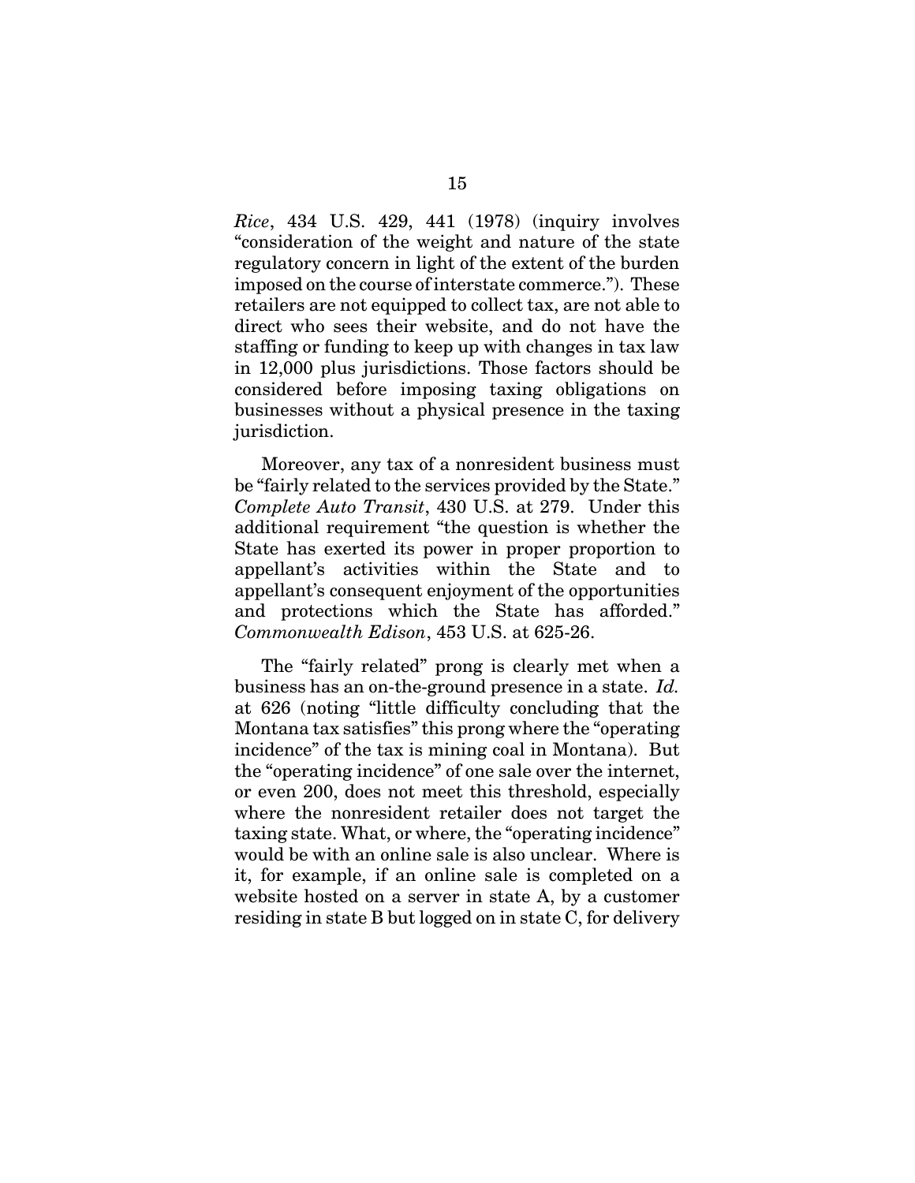*Rice*, 434 U.S. 429, 441 (1978) (inquiry involves "consideration of the weight and nature of the state regulatory concern in light of the extent of the burden imposed on the course of interstate commerce."). These retailers are not equipped to collect tax, are not able to direct who sees their website, and do not have the staffing or funding to keep up with changes in tax law in 12,000 plus jurisdictions. Those factors should be considered before imposing taxing obligations on businesses without a physical presence in the taxing jurisdiction.

Moreover, any tax of a nonresident business must be "fairly related to the services provided by the State." *Complete Auto Transit*, 430 U.S. at 279. Under this additional requirement "the question is whether the State has exerted its power in proper proportion to appellant's activities within the State and to appellant's consequent enjoyment of the opportunities and protections which the State has afforded." *Commonwealth Edison*, 453 U.S. at 625-26.

The "fairly related" prong is clearly met when a business has an on-the-ground presence in a state. *Id.* at 626 (noting "little difficulty concluding that the Montana tax satisfies" this prong where the "operating incidence" of the tax is mining coal in Montana). But the "operating incidence" of one sale over the internet, or even 200, does not meet this threshold, especially where the nonresident retailer does not target the taxing state. What, or where, the "operating incidence" would be with an online sale is also unclear. Where is it, for example, if an online sale is completed on a website hosted on a server in state A, by a customer residing in state B but logged on in state C, for delivery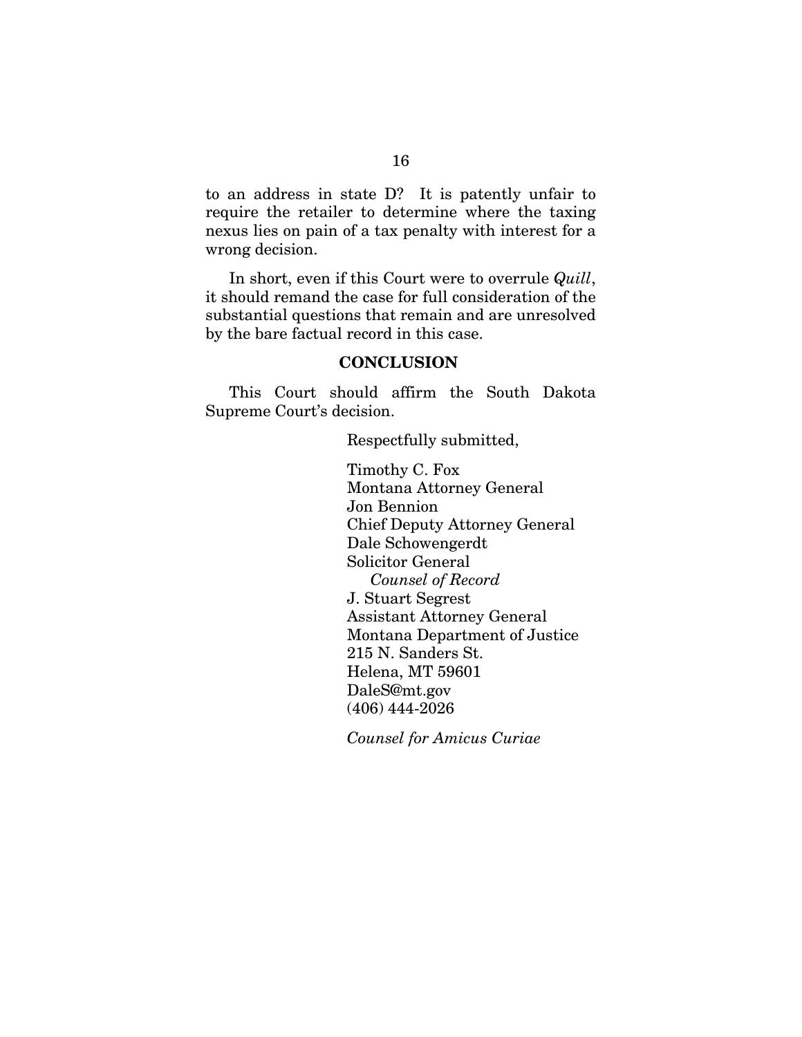to an address in state D? It is patently unfair to require the retailer to determine where the taxing nexus lies on pain of a tax penalty with interest for a wrong decision.

In short, even if this Court were to overrule *Quill*, it should remand the case for full consideration of the substantial questions that remain and are unresolved by the bare factual record in this case.

## CONCLUSION

This Court should affirm the South Dakota Supreme Court's decision.

Respectfully submitted,

Timothy C. Fox
Montana Attorney General
Jon Bennion
Chief Deputy Attorney General
Dale Schowengerdt
Solicitor General
*Counsel of Record*
J. Stuart Segrest
Assistant Attorney General
Montana Department of Justice
215 N. Sanders St.
Helena, MT 59601
DaleS@mt.gov
(406) 444-2026

*Counsel for Amicus Curiae*